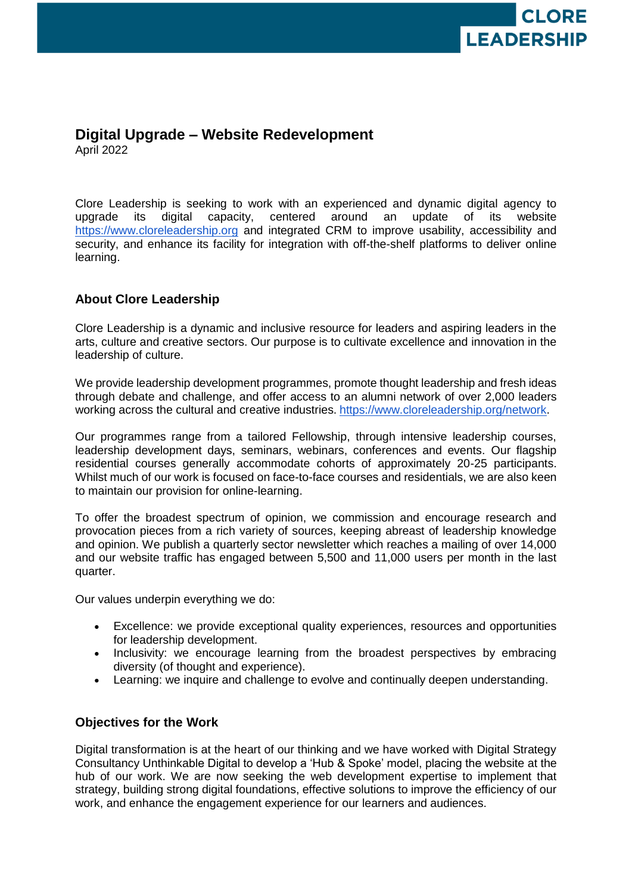# Digital Upgrade – Website Redevelopment

April 2022

Clore Leadership is seeking to work with an experienced and dynamic digital agency to upgrade its digital capacity, centered around an update of its website https://www.cloreleadership.org and integrated CRM to improve usability, accessibility and security, and enhance its facility for integration with off-the-shelf platforms to deliver online learning.

## About Clore Leadership

Clore Leadership is a dynamic and inclusive resource for leaders and aspiring leaders in the arts, culture and creative sectors. Our purpose is to cultivate excellence and innovation in the leadership of culture.

We provide leadership development programmes, promote thought leadership and fresh ideas through debate and challenge, and offer access to an alumni network of over 2,000 leaders working across the cultural and creative industries. https://www.cloreleadership.org/network.

Our programmes range from a tailored Fellowship, through intensive leadership courses, leadership development days, seminars, webinars, conferences and events. Our flagship residential courses generally accommodate cohorts of approximately 20-25 participants. Whilst much of our work is focused on face-to-face courses and residentials, we are also keen to maintain our provision for online-learning.

To offer the broadest spectrum of opinion, we commission and encourage research and provocation pieces from a rich variety of sources, keeping abreast of leadership knowledge and opinion. We publish a quarterly sector newsletter which reaches a mailing of over 14,000 and our website traffic has engaged between 5,500 and 11,000 users per month in the last quarter.

Our values underpin everything we do:

- Excellence: we provide exceptional quality experiences, resources and opportunities for leadership development.
- Inclusivity: we encourage learning from the broadest perspectives by embracing diversity (of thought and experience).
- Learning: we inquire and challenge to evolve and continually deepen understanding.

## Objectives for the Work

Digital transformation is at the heart of our thinking and we have worked with Digital Strategy Consultancy Unthinkable Digital to develop a 'Hub & Spoke' model, placing the website at the hub of our work. We are now seeking the web development expertise to implement that strategy, building strong digital foundations, effective solutions to improve the efficiency of our work, and enhance the engagement experience for our learners and audiences.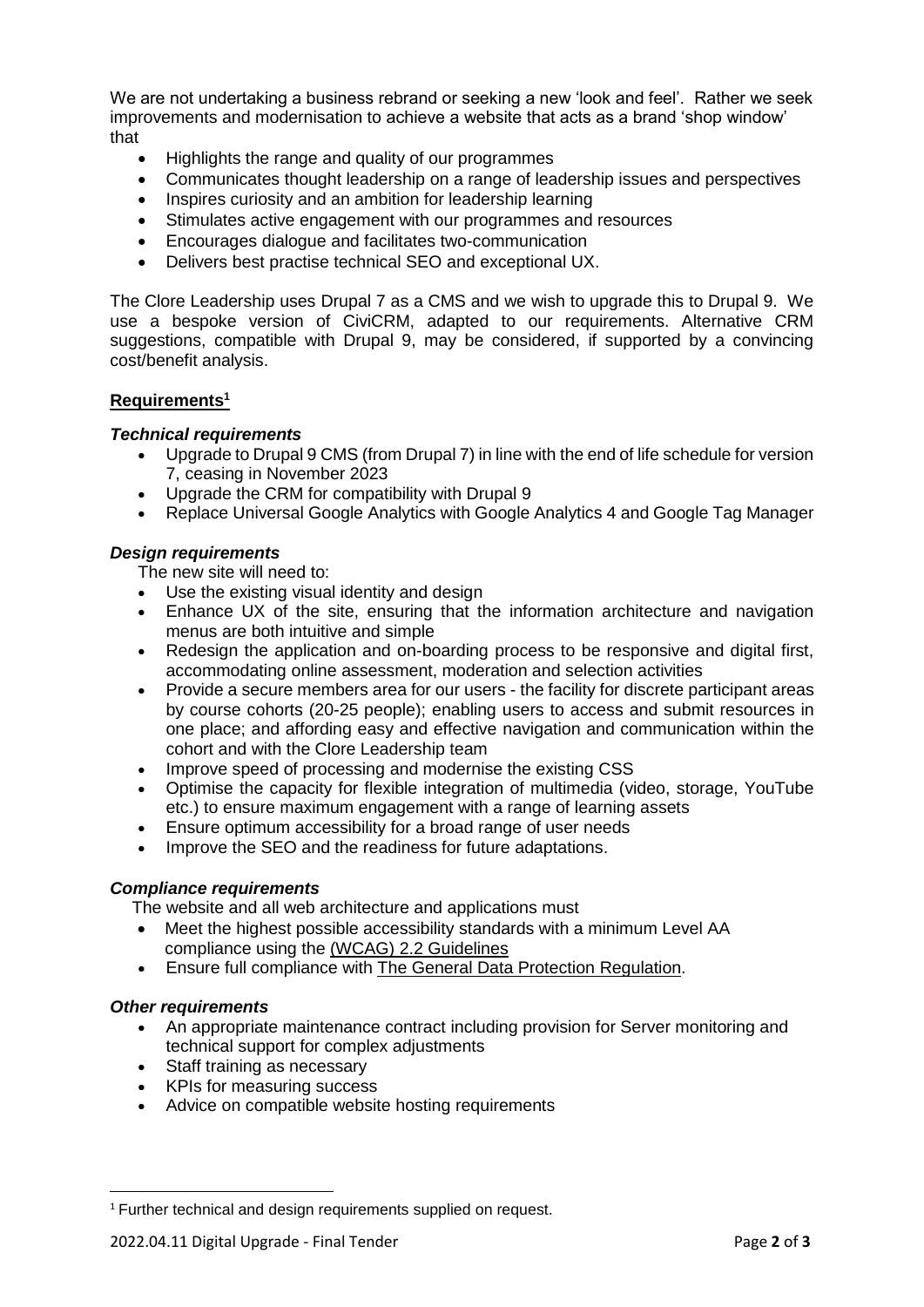We are not undertaking a business rebrand or seeking a new 'look and feel'. Rather we seek improvements and modernisation to achieve a website that acts as a brand 'shop window' that

- Highlights the range and quality of our programmes
- Communicates thought leadership on a range of leadership issues and perspectives
- Inspires curiosity and an ambition for leadership learning
- Stimulates active engagement with our programmes and resources
- Encourages dialogue and facilitates two-communication
- Delivers best practise technical SEO and exceptional UX.

The Clore Leadership uses Drupal 7 as a CMS and we wish to upgrade this to Drupal 9. We use a bespoke version of CiviCRM, adapted to our requirements. Alternative CRM suggestions, compatible with Drupal 9, may be considered, if supported by a convincing cost/benefit analysis.

## Requirements[1]

### *Technical requirements*

- Upgrade to Drupal 9 CMS (from Drupal 7) in line with the end of life schedule for version 7, ceasing in November 2023
- Upgrade the CRM for compatibility with Drupal 9
- Replace Universal Google Analytics with Google Analytics 4 and Google Tag Manager

### *Design requirements*

The new site will need to:

- Use the existing visual identity and design
- Enhance UX of the site, ensuring that the information architecture and navigation menus are both intuitive and simple
- Redesign the application and on-boarding process to be responsive and digital first, accommodating online assessment, moderation and selection activities
- Provide a secure members area for our users - the facility for discrete participant areas by course cohorts (20-25 people); enabling users to access and submit resources in one place; and affording easy and effective navigation and communication within the cohort and with the Clore Leadership team
- Improve speed of processing and modernise the existing CSS
- Optimise the capacity for flexible integration of multimedia (video, storage, YouTube etc.) to ensure maximum engagement with a range of learning assets
- Ensure optimum accessibility for a broad range of user needs
- Improve the SEO and the readiness for future adaptations.

### *Compliance requirements*

The website and all web architecture and applications must

- Meet the highest possible accessibility standards with a minimum Level AA compliance using the (WCAG) 2.2 Guidelines
- Ensure full compliance with The General Data Protection Regulation.

### *Other requirements*

- An appropriate maintenance contract including provision for Server monitoring and technical support for complex adjustments
- Staff training as necessary
- KPIs for measuring success
- Advice on compatible website hosting requirements

---

[1] Further technical and design requirements supplied on request.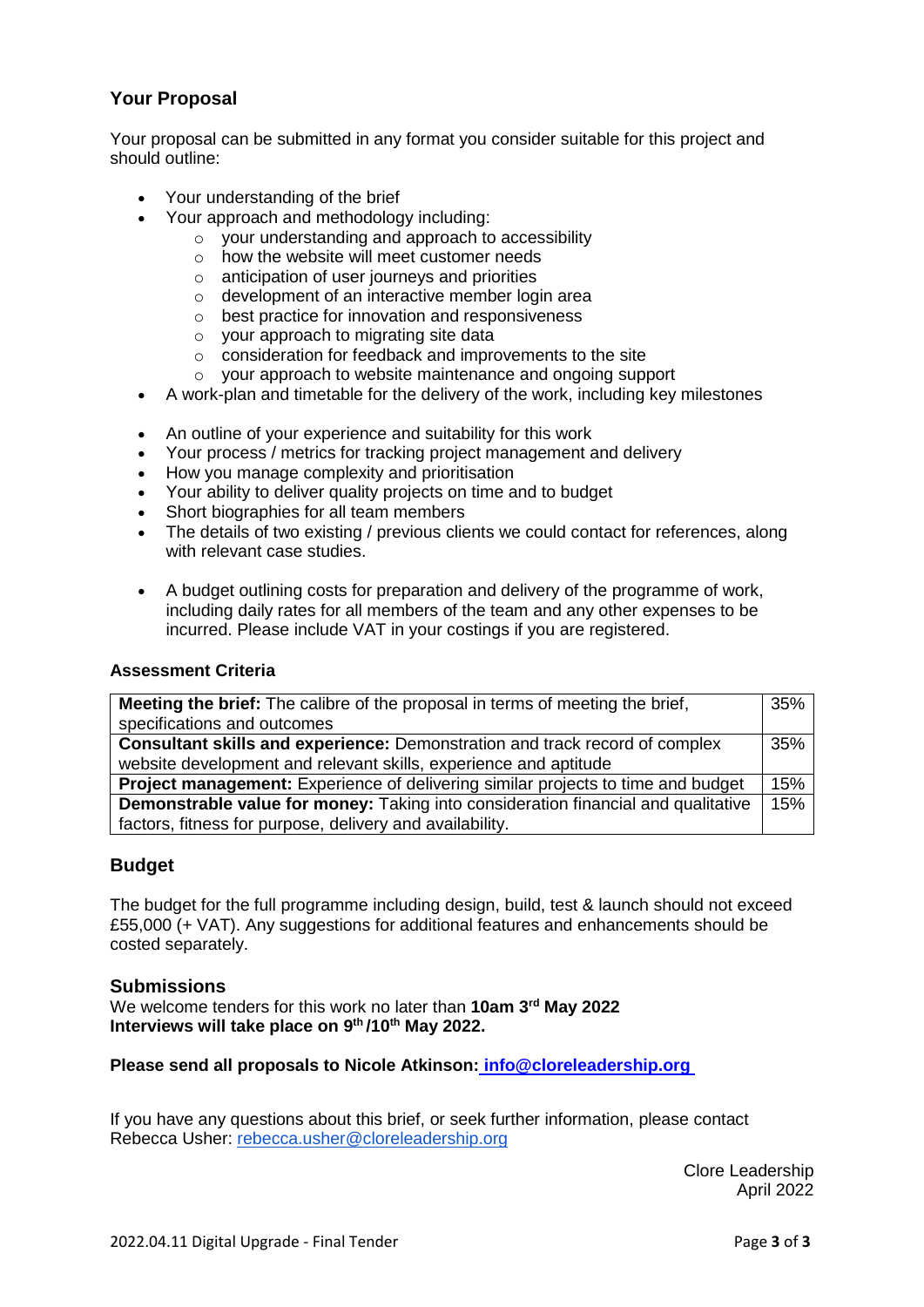## Your Proposal

Your proposal can be submitted in any format you consider suitable for this project and should outline:

- Your understanding of the brief
- Your approach and methodology including:
  - your understanding and approach to accessibility
  - how the website will meet customer needs
  - anticipation of user journeys and priorities
  - development of an interactive member login area
  - best practice for innovation and responsiveness
  - your approach to migrating site data
  - consideration for feedback and improvements to the site
  - your approach to website maintenance and ongoing support
- A work-plan and timetable for the delivery of the work, including key milestones

- An outline of your experience and suitability for this work
- Your process / metrics for tracking project management and delivery
- How you manage complexity and prioritisation
- Your ability to deliver quality projects on time and to budget
- Short biographies for all team members
- The details of two existing / previous clients we could contact for references, along with relevant case studies.

- A budget outlining costs for preparation and delivery of the programme of work, including daily rates for all members of the team and any other expenses to be incurred. Please include VAT in your costings if you are registered.

### Assessment Criteria

| | |
|---|---|
| **Meeting the brief:** The calibre of the proposal in terms of meeting the brief, specifications and outcomes | 35% |
| **Consultant skills and experience:** Demonstration and track record of complex website development and relevant skills, experience and aptitude | 35% |
| **Project management:** Experience of delivering similar projects to time and budget | 15% |
| **Demonstrable value for money:** Taking into consideration financial and qualitative factors, fitness for purpose, delivery and availability. | 15% |

## Budget

The budget for the full programme including design, build, test & launch should not exceed £55,000 (+ VAT). Any suggestions for additional features and enhancements should be costed separately.

## Submissions

We welcome tenders for this work no later than **10am 3rd May 2022**
**Interviews will take place on 9th /10th May 2022.**

**Please send all proposals to Nicole Atkinson: info@cloreleadership.org**

If you have any questions about this brief, or seek further information, please contact Rebecca Usher: rebecca.usher@cloreleadership.org

Clore Leadership
April 2022